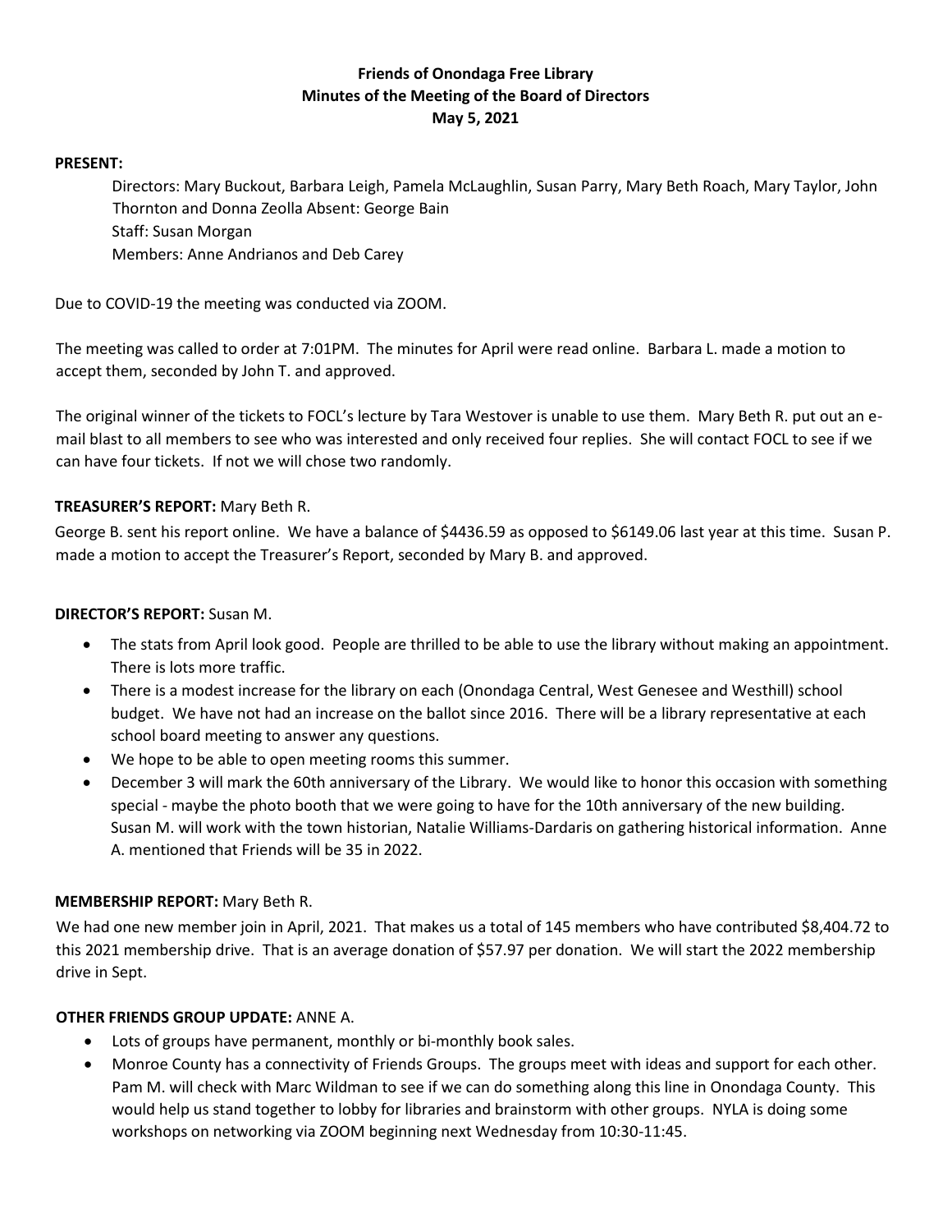**Friends of Onondaga Free Library**
**Minutes of the Meeting of the Board of Directors**
**May 5, 2021**

**PRESENT:**

Directors: Mary Buckout, Barbara Leigh, Pamela McLaughlin, Susan Parry, Mary Beth Roach, Mary Taylor, John Thornton and Donna Zeolla Absent: George Bain
Staff: Susan Morgan
Members: Anne Andrianos and Deb Carey

Due to COVID-19 the meeting was conducted via ZOOM.

The meeting was called to order at 7:01PM. The minutes for April were read online. Barbara L. made a motion to accept them, seconded by John T. and approved.

The original winner of the tickets to FOCL's lecture by Tara Westover is unable to use them. Mary Beth R. put out an e-mail blast to all members to see who was interested and only received four replies. She will contact FOCL to see if we can have four tickets. If not we will chose two randomly.

**TREASURER'S REPORT:** Mary Beth R.

George B. sent his report online. We have a balance of $4436.59 as opposed to $6149.06 last year at this time. Susan P. made a motion to accept the Treasurer's Report, seconded by Mary B. and approved.

**DIRECTOR'S REPORT:** Susan M.

- The stats from April look good. People are thrilled to be able to use the library without making an appointment. There is lots more traffic.
- There is a modest increase for the library on each (Onondaga Central, West Genesee and Westhill) school budget. We have not had an increase on the ballot since 2016. There will be a library representative at each school board meeting to answer any questions.
- We hope to be able to open meeting rooms this summer.
- December 3 will mark the 60th anniversary of the Library. We would like to honor this occasion with something special - maybe the photo booth that we were going to have for the 10th anniversary of the new building. Susan M. will work with the town historian, Natalie Williams-Dardaris on gathering historical information. Anne A. mentioned that Friends will be 35 in 2022.

**MEMBERSHIP REPORT:** Mary Beth R.

We had one new member join in April, 2021. That makes us a total of 145 members who have contributed $8,404.72 to this 2021 membership drive. That is an average donation of $57.97 per donation. We will start the 2022 membership drive in Sept.

**OTHER FRIENDS GROUP UPDATE:** ANNE A.

- Lots of groups have permanent, monthly or bi-monthly book sales.
- Monroe County has a connectivity of Friends Groups. The groups meet with ideas and support for each other. Pam M. will check with Marc Wildman to see if we can do something along this line in Onondaga County. This would help us stand together to lobby for libraries and brainstorm with other groups. NYLA is doing some workshops on networking via ZOOM beginning next Wednesday from 10:30-11:45.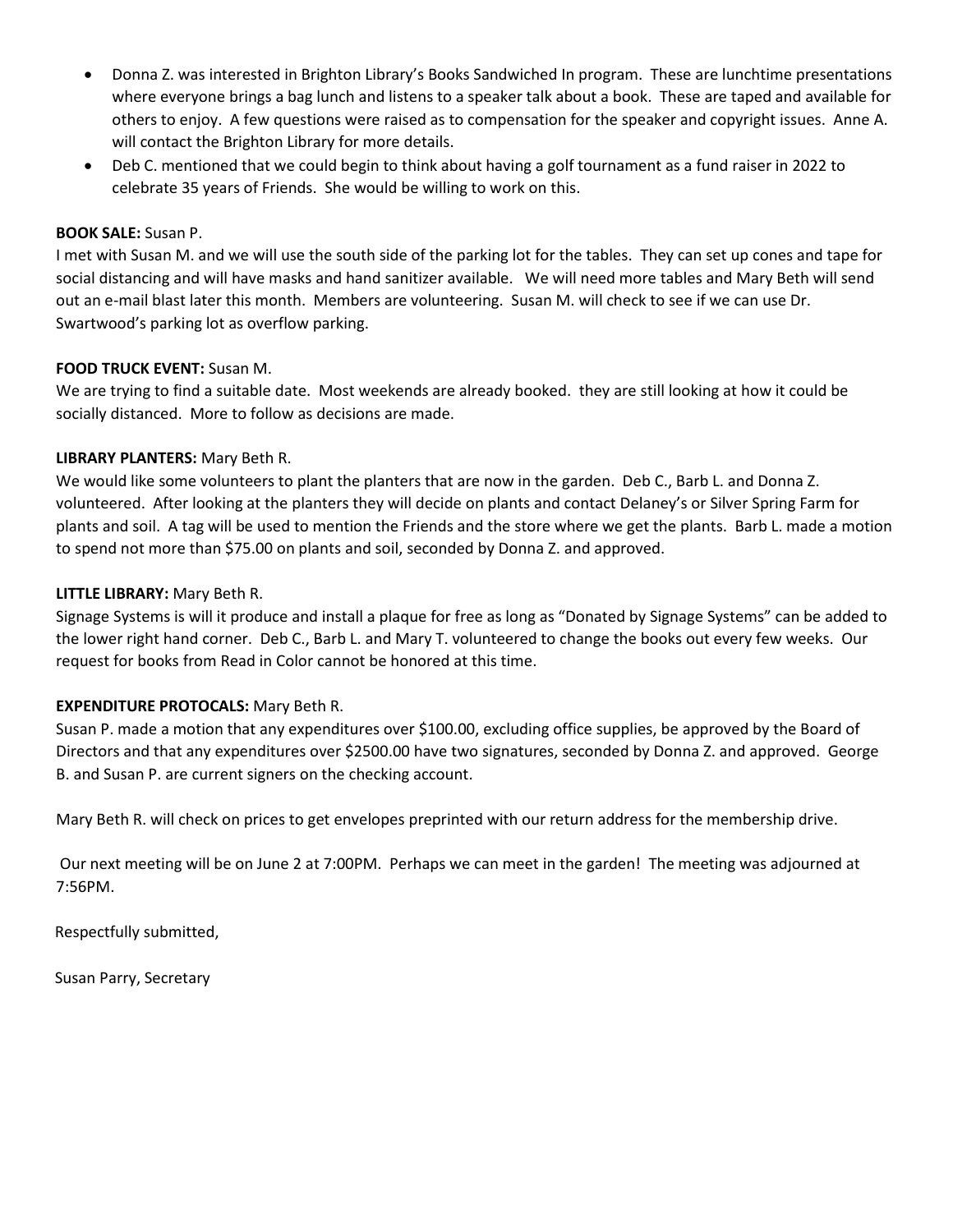- Donna Z. was interested in Brighton Library's Books Sandwiched In program. These are lunchtime presentations where everyone brings a bag lunch and listens to a speaker talk about a book. These are taped and available for others to enjoy. A few questions were raised as to compensation for the speaker and copyright issues. Anne A. will contact the Brighton Library for more details.
- Deb C. mentioned that we could begin to think about having a golf tournament as a fund raiser in 2022 to celebrate 35 years of Friends. She would be willing to work on this.

**BOOK SALE:** Susan P.
I met with Susan M. and we will use the south side of the parking lot for the tables. They can set up cones and tape for social distancing and will have masks and hand sanitizer available. We will need more tables and Mary Beth will send out an e-mail blast later this month. Members are volunteering. Susan M. will check to see if we can use Dr. Swartwood's parking lot as overflow parking.

**FOOD TRUCK EVENT:** Susan M.
We are trying to find a suitable date. Most weekends are already booked. they are still looking at how it could be socially distanced. More to follow as decisions are made.

**LIBRARY PLANTERS:** Mary Beth R.
We would like some volunteers to plant the planters that are now in the garden. Deb C., Barb L. and Donna Z. volunteered. After looking at the planters they will decide on plants and contact Delaney's or Silver Spring Farm for plants and soil. A tag will be used to mention the Friends and the store where we get the plants. Barb L. made a motion to spend not more than $75.00 on plants and soil, seconded by Donna Z. and approved.

**LITTLE LIBRARY:** Mary Beth R.
Signage Systems is will it produce and install a plaque for free as long as "Donated by Signage Systems" can be added to the lower right hand corner. Deb C., Barb L. and Mary T. volunteered to change the books out every few weeks. Our request for books from Read in Color cannot be honored at this time.

**EXPENDITURE PROTOCALS:** Mary Beth R.
Susan P. made a motion that any expenditures over $100.00, excluding office supplies, be approved by the Board of Directors and that any expenditures over $2500.00 have two signatures, seconded by Donna Z. and approved. George B. and Susan P. are current signers on the checking account.

Mary Beth R. will check on prices to get envelopes preprinted with our return address for the membership drive.

Our next meeting will be on June 2 at 7:00PM. Perhaps we can meet in the garden! The meeting was adjourned at 7:56PM.

Respectfully submitted,

Susan Parry, Secretary